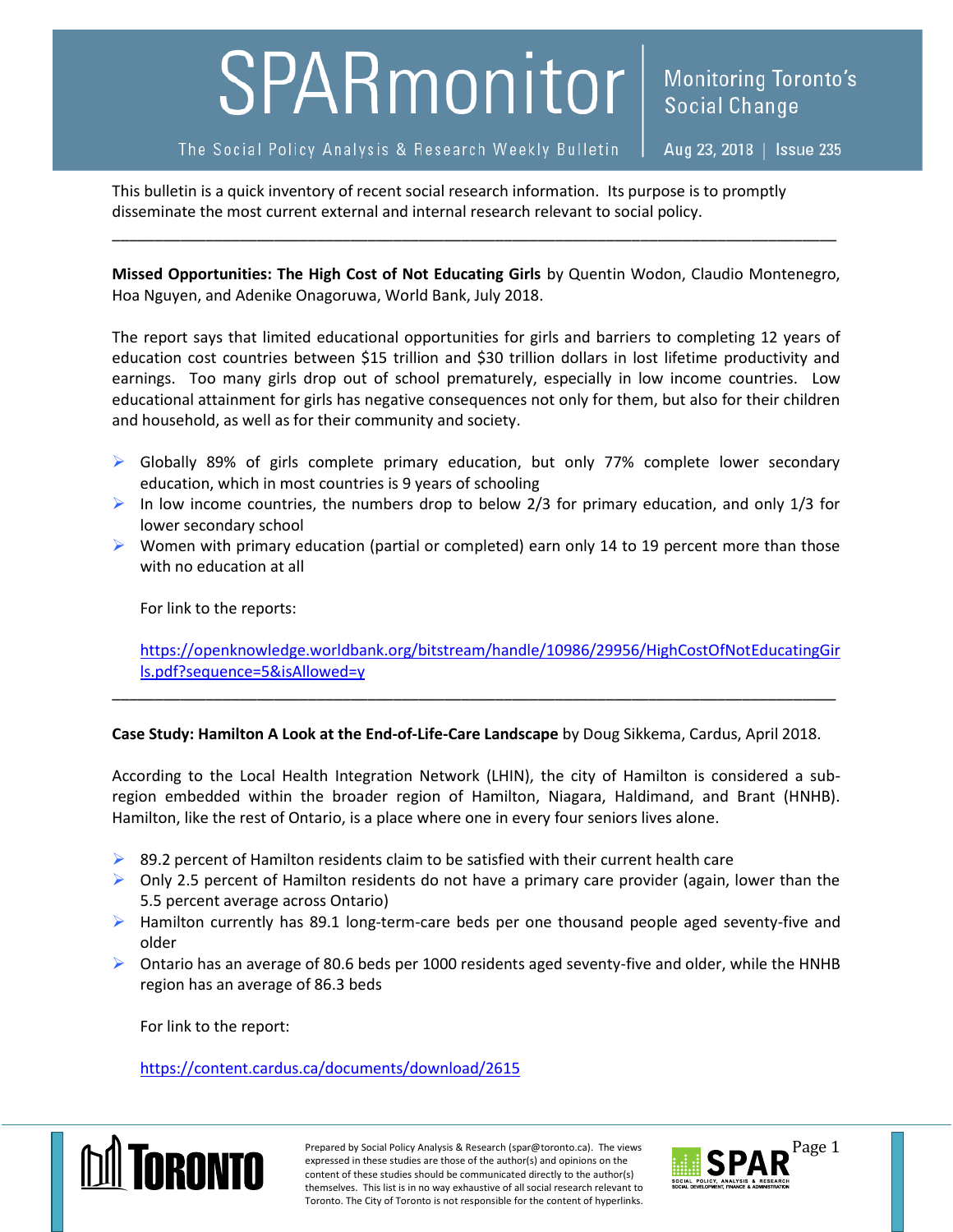# SPARmonitor

Monitoring Toronto's Social Change

The Social Policy Analysis & Research Weekly Bulletin

Aug 23, 2018 | Issue 235

This bulletin is a quick inventory of recent social research information. Its purpose is to promptly disseminate the most current external and internal research relevant to social policy.

---

**Missed Opportunities: The High Cost of Not Educating Girls** by Quentin Wodon, Claudio Montenegro, Hoa Nguyen, and Adenike Onagoruwa, World Bank, July 2018.

The report says that limited educational opportunities for girls and barriers to completing 12 years of education cost countries between $15 trillion and $30 trillion dollars in lost lifetime productivity and earnings. Too many girls drop out of school prematurely, especially in low income countries. Low educational attainment for girls has negative consequences not only for them, but also for their children and household, as well as for their community and society.

- Globally 89% of girls complete primary education, but only 77% complete lower secondary education, which in most countries is 9 years of schooling
- In low income countries, the numbers drop to below 2/3 for primary education, and only 1/3 for lower secondary school
- Women with primary education (partial or completed) earn only 14 to 19 percent more than those with no education at all

For link to the reports:

https://openknowledge.worldbank.org/bitstream/handle/10986/29956/HighCostOfNotEducatingGirls.pdf?sequence=5&isAllowed=y

---

**Case Study: Hamilton A Look at the End-of-Life-Care Landscape** by Doug Sikkema, Cardus, April 2018.

According to the Local Health Integration Network (LHIN), the city of Hamilton is considered a sub-region embedded within the broader region of Hamilton, Niagara, Haldimand, and Brant (HNHB). Hamilton, like the rest of Ontario, is a place where one in every four seniors lives alone.

- 89.2 percent of Hamilton residents claim to be satisfied with their current health care
- Only 2.5 percent of Hamilton residents do not have a primary care provider (again, lower than the 5.5 percent average across Ontario)
- Hamilton currently has 89.1 long-term-care beds per one thousand people aged seventy-five and older
- Ontario has an average of 80.6 beds per 1000 residents aged seventy-five and older, while the HNHB region has an average of 86.3 beds

For link to the report:

https://content.cardus.ca/documents/download/2615

Prepared by Social Policy Analysis & Research (spar@toronto.ca). The views expressed in these studies are those of the author(s) and opinions on the content of these studies should be communicated directly to the author(s) themselves. This list is in no way exhaustive of all social research relevant to Toronto. The City of Toronto is not responsible for the content of hyperlinks.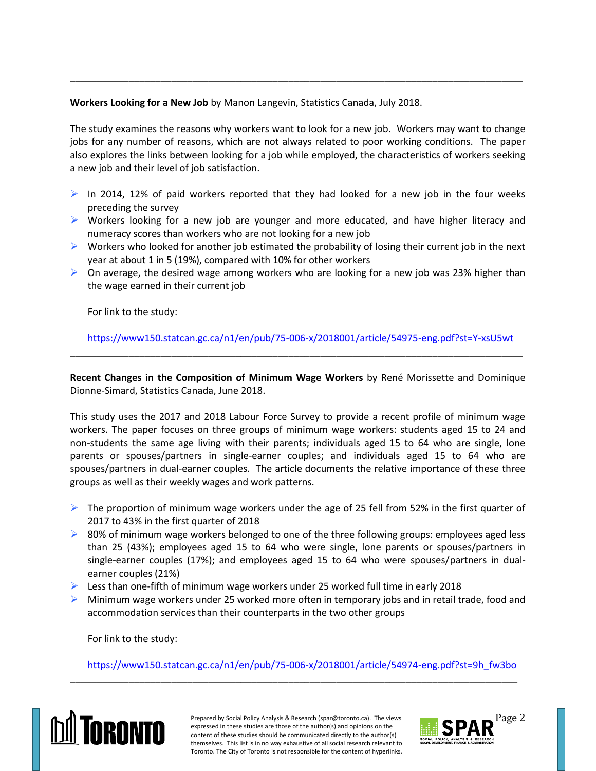---

**Workers Looking for a New Job** by Manon Langevin, Statistics Canada, July 2018.

The study examines the reasons why workers want to look for a new job. Workers may want to change jobs for any number of reasons, which are not always related to poor working conditions. The paper also explores the links between looking for a job while employed, the characteristics of workers seeking a new job and their level of job satisfaction.

- In 2014, 12% of paid workers reported that they had looked for a new job in the four weeks preceding the survey
- Workers looking for a new job are younger and more educated, and have higher literacy and numeracy scores than workers who are not looking for a new job
- Workers who looked for another job estimated the probability of losing their current job in the next year at about 1 in 5 (19%), compared with 10% for other workers
- On average, the desired wage among workers who are looking for a new job was 23% higher than the wage earned in their current job

For link to the study:

https://www150.statcan.gc.ca/n1/en/pub/75-006-x/2018001/article/54975-eng.pdf?st=Y-xsU5wt

---

**Recent Changes in the Composition of Minimum Wage Workers** by René Morissette and Dominique Dionne-Simard, Statistics Canada, June 2018.

This study uses the 2017 and 2018 Labour Force Survey to provide a recent profile of minimum wage workers. The paper focuses on three groups of minimum wage workers: students aged 15 to 24 and non-students the same age living with their parents; individuals aged 15 to 64 who are single, lone parents or spouses/partners in single-earner couples; and individuals aged 15 to 64 who are spouses/partners in dual-earner couples. The article documents the relative importance of these three groups as well as their weekly wages and work patterns.

- The proportion of minimum wage workers under the age of 25 fell from 52% in the first quarter of 2017 to 43% in the first quarter of 2018
- 80% of minimum wage workers belonged to one of the three following groups: employees aged less than 25 (43%); employees aged 15 to 64 who were single, lone parents or spouses/partners in single-earner couples (17%); and employees aged 15 to 64 who were spouses/partners in dual-earner couples (21%)
- Less than one-fifth of minimum wage workers under 25 worked full time in early 2018
- Minimum wage workers under 25 worked more often in temporary jobs and in retail trade, food and accommodation services than their counterparts in the two other groups

For link to the study:

https://www150.statcan.gc.ca/n1/en/pub/75-006-x/2018001/article/54974-eng.pdf?st=9h_fw3bo

---

Prepared by Social Policy Analysis & Research (spar@toronto.ca). The views expressed in these studies are those of the author(s) and opinions on the content of these studies should be communicated directly to the author(s) themselves. This list is in no way exhaustive of all social research relevant to Toronto. The City of Toronto is not responsible for the content of hyperlinks.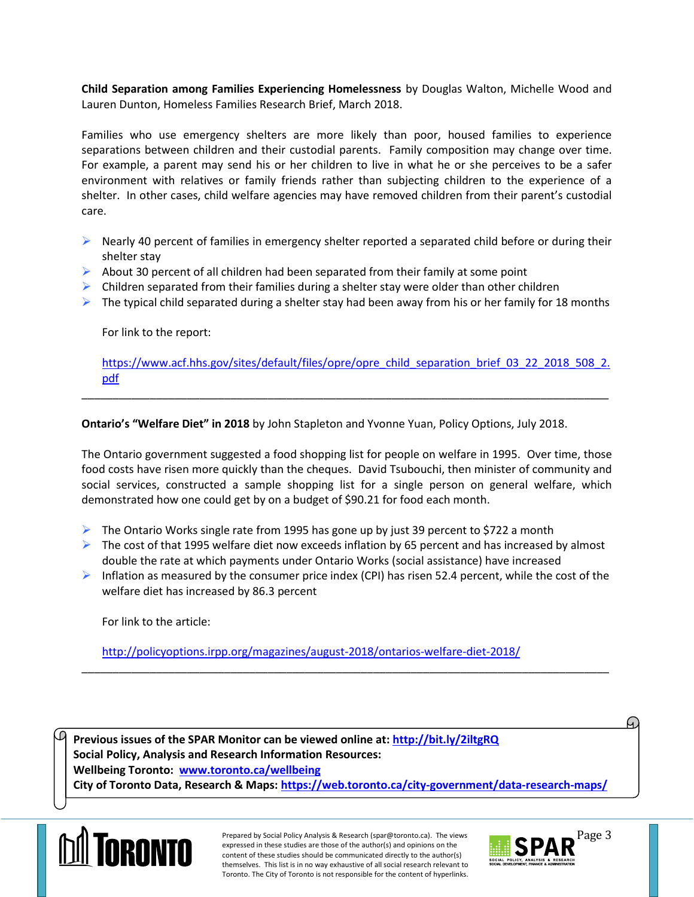**Child Separation among Families Experiencing Homelessness** by Douglas Walton, Michelle Wood and Lauren Dunton, Homeless Families Research Brief, March 2018.

Families who use emergency shelters are more likely than poor, housed families to experience separations between children and their custodial parents. Family composition may change over time. For example, a parent may send his or her children to live in what he or she perceives to be a safer environment with relatives or family friends rather than subjecting children to the experience of a shelter. In other cases, child welfare agencies may have removed children from their parent's custodial care.

- Nearly 40 percent of families in emergency shelter reported a separated child before or during their shelter stay
- About 30 percent of all children had been separated from their family at some point
- Children separated from their families during a shelter stay were older than other children
- The typical child separated during a shelter stay had been away from his or her family for 18 months

For link to the report:

https://www.acf.hhs.gov/sites/default/files/opre/opre_child_separation_brief_03_22_2018_508_2.pdf

---

**Ontario's "Welfare Diet" in 2018** by John Stapleton and Yvonne Yuan, Policy Options, July 2018.

The Ontario government suggested a food shopping list for people on welfare in 1995. Over time, those food costs have risen more quickly than the cheques. David Tsubouchi, then minister of community and social services, constructed a sample shopping list for a single person on general welfare, which demonstrated how one could get by on a budget of $90.21 for food each month.

- The Ontario Works single rate from 1995 has gone up by just 39 percent to $722 a month
- The cost of that 1995 welfare diet now exceeds inflation by 65 percent and has increased by almost double the rate at which payments under Ontario Works (social assistance) have increased
- Inflation as measured by the consumer price index (CPI) has risen 52.4 percent, while the cost of the welfare diet has increased by 86.3 percent

For link to the article:

http://policyoptions.irpp.org/magazines/august-2018/ontarios-welfare-diet-2018/

---

**Previous issues of the SPAR Monitor can be viewed online at: http://bit.ly/2iltgRQ**
**Social Policy, Analysis and Research Information Resources:**
**Wellbeing Toronto: www.toronto.ca/wellbeing**
**City of Toronto Data, Research & Maps: https://web.toronto.ca/city-government/data-research-maps/**

Prepared by Social Policy Analysis & Research (spar@toronto.ca). The views expressed in these studies are those of the author(s) and opinions on the content of these studies should be communicated directly to the author(s) themselves. This list is in no way exhaustive of all social research relevant to Toronto. The City of Toronto is not responsible for the content of hyperlinks.